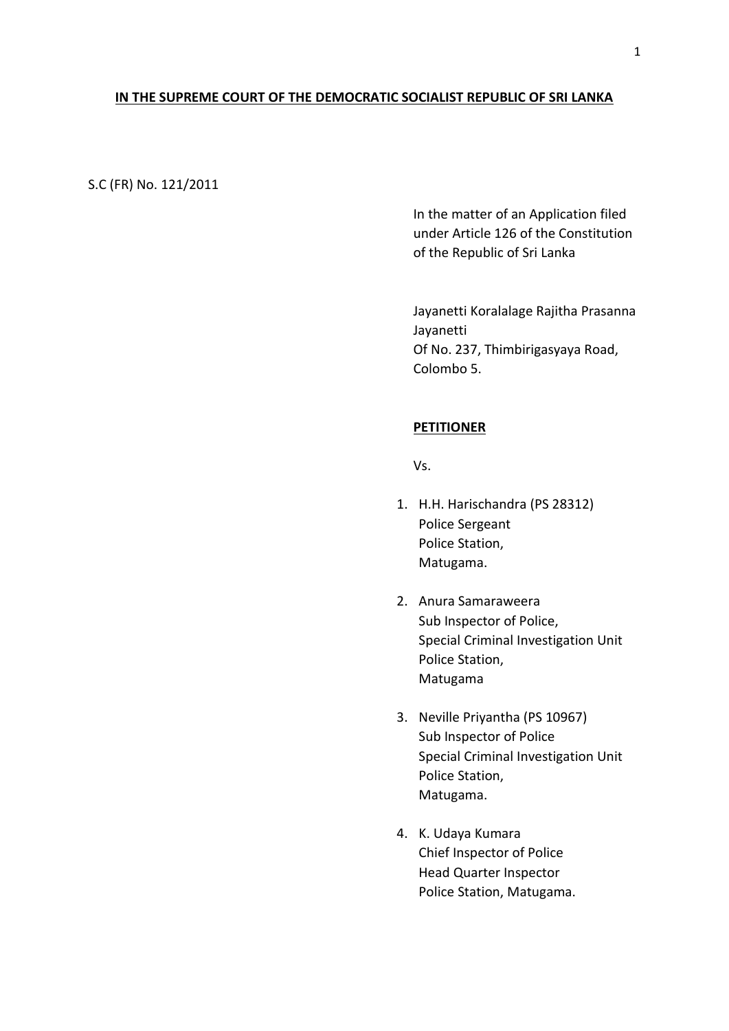**IN THE SUPREME COURT OF THE DEMOCRATIC SOCIALIST REPUBLIC OF SRI LANKA**

S.C (FR) No. 121/2011

In the matter of an Application filed under Article 126 of the Constitution of the Republic of Sri Lanka

Jayanetti Koralalage Rajitha Prasanna Jayanetti
Of No. 237, Thimbirigasyaya Road,
Colombo 5.

**PETITIONER**

Vs.

1. H.H. Harischandra (PS 28312)
   Police Sergeant
   Police Station,
   Matugama.

2. Anura Samaraweera
   Sub Inspector of Police,
   Special Criminal Investigation Unit
   Police Station,
   Matugama

3. Neville Priyantha (PS 10967)
   Sub Inspector of Police
   Special Criminal Investigation Unit
   Police Station,
   Matugama.

4. K. Udaya Kumara
   Chief Inspector of Police
   Head Quarter Inspector
   Police Station, Matugama.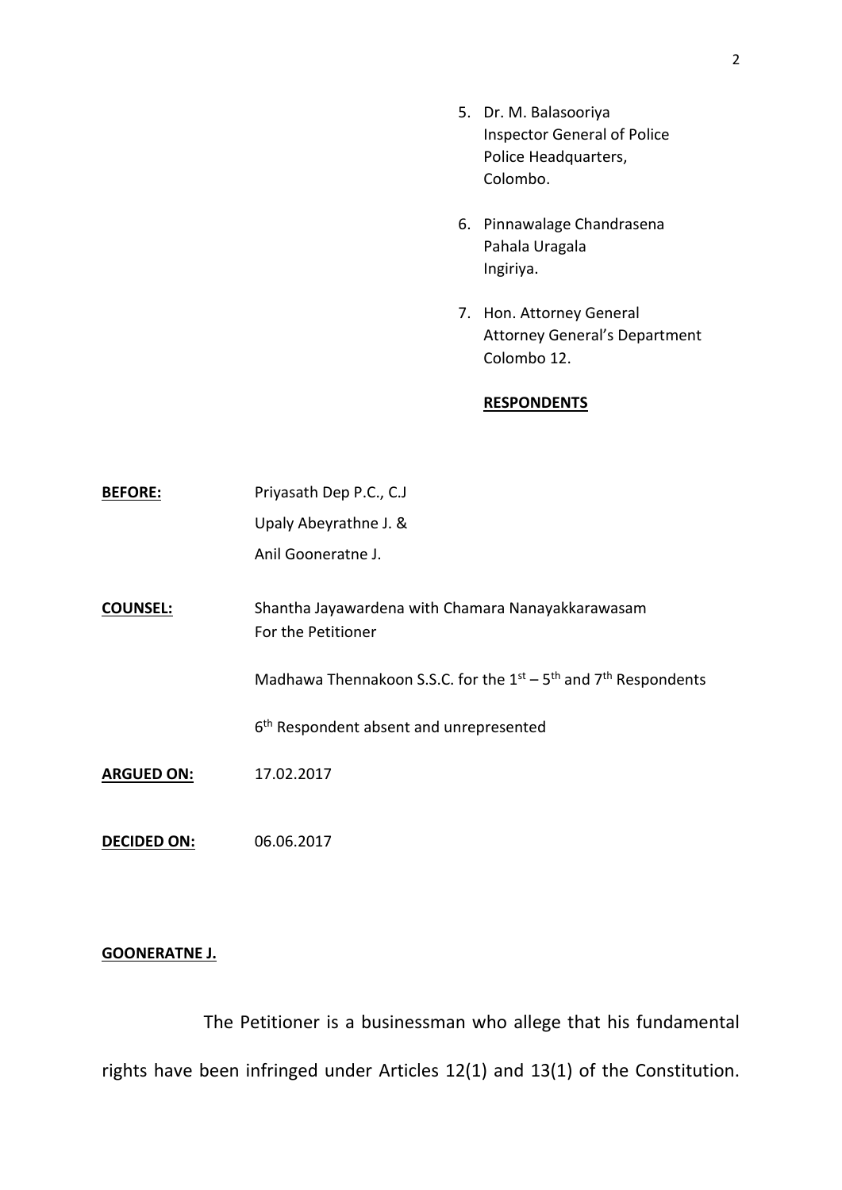5. Dr. M. Balasooriya
   Inspector General of Police
   Police Headquarters,
   Colombo.

6. Pinnawalage Chandrasena
   Pahala Uragala
   Ingiriya.

7. Hon. Attorney General
   Attorney General's Department
   Colombo 12.

**RESPONDENTS**

**BEFORE:** Priyasath Dep P.C., C.J
Upaly Abeyrathne J. &
Anil Gooneratne J.

**COUNSEL:** Shantha Jayawardena with Chamara Nanayakkarawasam
For the Petitioner

Madhawa Thennakoon S.S.C. for the 1st – 5th and 7th Respondents

6th Respondent absent and unrepresented

**ARGUED ON:** 17.02.2017

**DECIDED ON:** 06.06.2017

**GOONERATNE J.**

The Petitioner is a businessman who allege that his fundamental rights have been infringed under Articles 12(1) and 13(1) of the Constitution.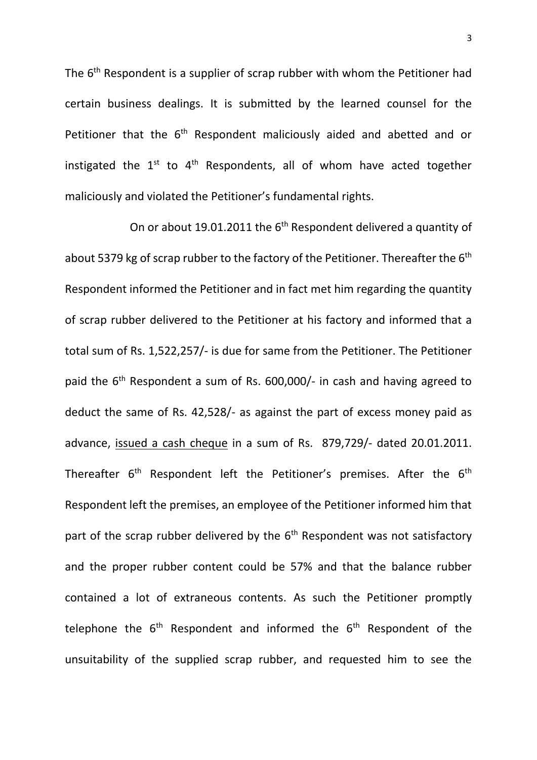The 6th Respondent is a supplier of scrap rubber with whom the Petitioner had certain business dealings. It is submitted by the learned counsel for the Petitioner that the 6th Respondent maliciously aided and abetted and or instigated the 1st to 4th Respondents, all of whom have acted together maliciously and violated the Petitioner's fundamental rights.

On or about 19.01.2011 the 6th Respondent delivered a quantity of about 5379 kg of scrap rubber to the factory of the Petitioner. Thereafter the 6th Respondent informed the Petitioner and in fact met him regarding the quantity of scrap rubber delivered to the Petitioner at his factory and informed that a total sum of Rs. 1,522,257/- is due for same from the Petitioner. The Petitioner paid the 6th Respondent a sum of Rs. 600,000/- in cash and having agreed to deduct the same of Rs. 42,528/- as against the part of excess money paid as advance, <u>issued a cash cheque</u> in a sum of Rs. 879,729/- dated 20.01.2011. Thereafter 6th Respondent left the Petitioner's premises. After the 6th Respondent left the premises, an employee of the Petitioner informed him that part of the scrap rubber delivered by the 6th Respondent was not satisfactory and the proper rubber content could be 57% and that the balance rubber contained a lot of extraneous contents. As such the Petitioner promptly telephone the 6th Respondent and informed the 6th Respondent of the unsuitability of the supplied scrap rubber, and requested him to see the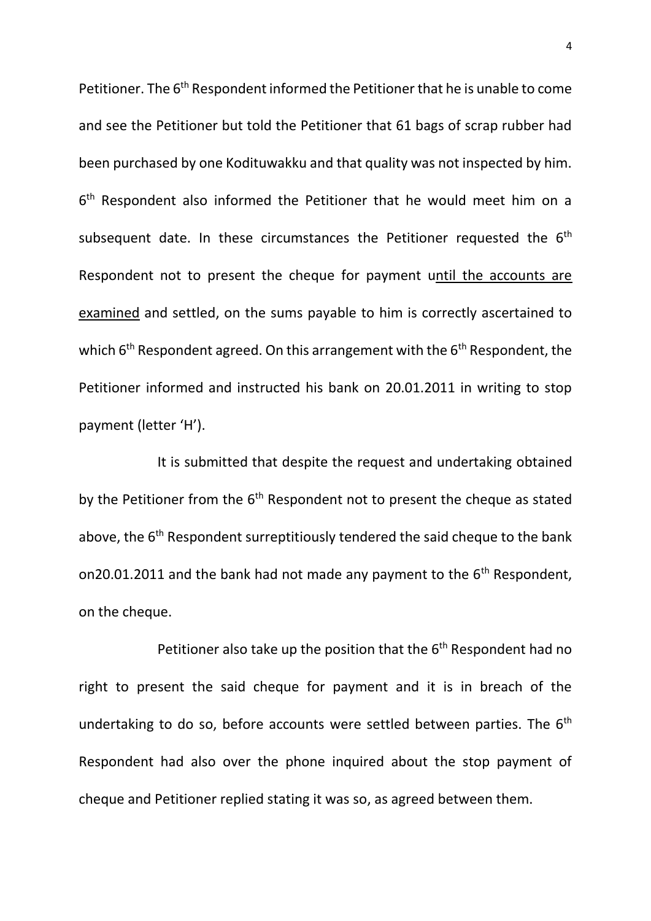Petitioner. The 6th Respondent informed the Petitioner that he is unable to come and see the Petitioner but told the Petitioner that 61 bags of scrap rubber had been purchased by one Kodituwakku and that quality was not inspected by him. 6th Respondent also informed the Petitioner that he would meet him on a subsequent date. In these circumstances the Petitioner requested the 6th Respondent not to present the cheque for payment <u>until the accounts are examined</u> and settled, on the sums payable to him is correctly ascertained to which 6th Respondent agreed. On this arrangement with the 6th Respondent, the Petitioner informed and instructed his bank on 20.01.2011 in writing to stop payment (letter 'H').

It is submitted that despite the request and undertaking obtained by the Petitioner from the 6th Respondent not to present the cheque as stated above, the 6th Respondent surreptitiously tendered the said cheque to the bank on20.01.2011 and the bank had not made any payment to the 6th Respondent, on the cheque.

Petitioner also take up the position that the 6th Respondent had no right to present the said cheque for payment and it is in breach of the undertaking to do so, before accounts were settled between parties. The 6th Respondent had also over the phone inquired about the stop payment of cheque and Petitioner replied stating it was so, as agreed between them.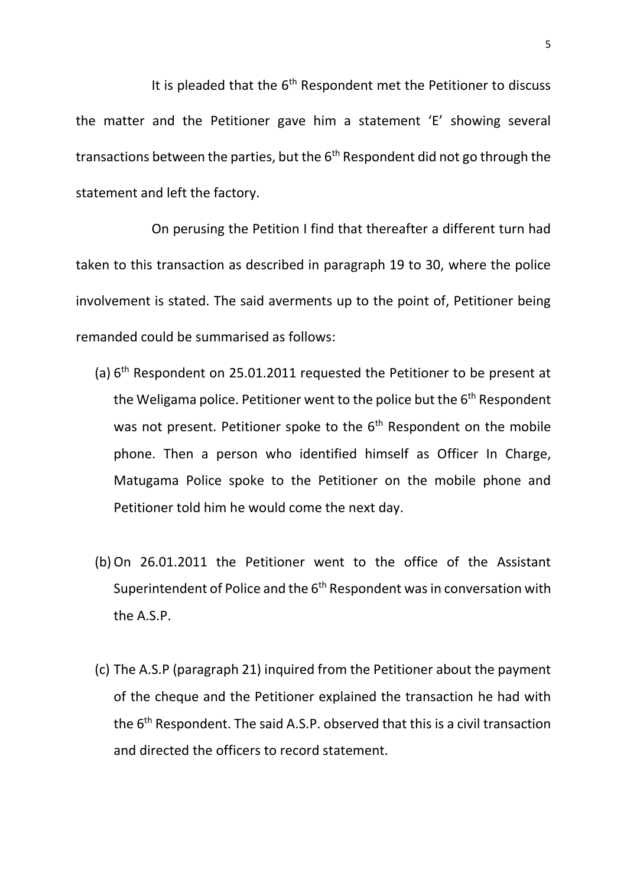It is pleaded that the 6th Respondent met the Petitioner to discuss the matter and the Petitioner gave him a statement 'E' showing several transactions between the parties, but the 6th Respondent did not go through the statement and left the factory.

On perusing the Petition I find that thereafter a different turn had taken to this transaction as described in paragraph 19 to 30, where the police involvement is stated. The said averments up to the point of, Petitioner being remanded could be summarised as follows:

(a) 6th Respondent on 25.01.2011 requested the Petitioner to be present at the Weligama police. Petitioner went to the police but the 6th Respondent was not present. Petitioner spoke to the 6th Respondent on the mobile phone. Then a person who identified himself as Officer In Charge, Matugama Police spoke to the Petitioner on the mobile phone and Petitioner told him he would come the next day.

(b) On 26.01.2011 the Petitioner went to the office of the Assistant Superintendent of Police and the 6th Respondent was in conversation with the A.S.P.

(c) The A.S.P (paragraph 21) inquired from the Petitioner about the payment of the cheque and the Petitioner explained the transaction he had with the 6th Respondent. The said A.S.P. observed that this is a civil transaction and directed the officers to record statement.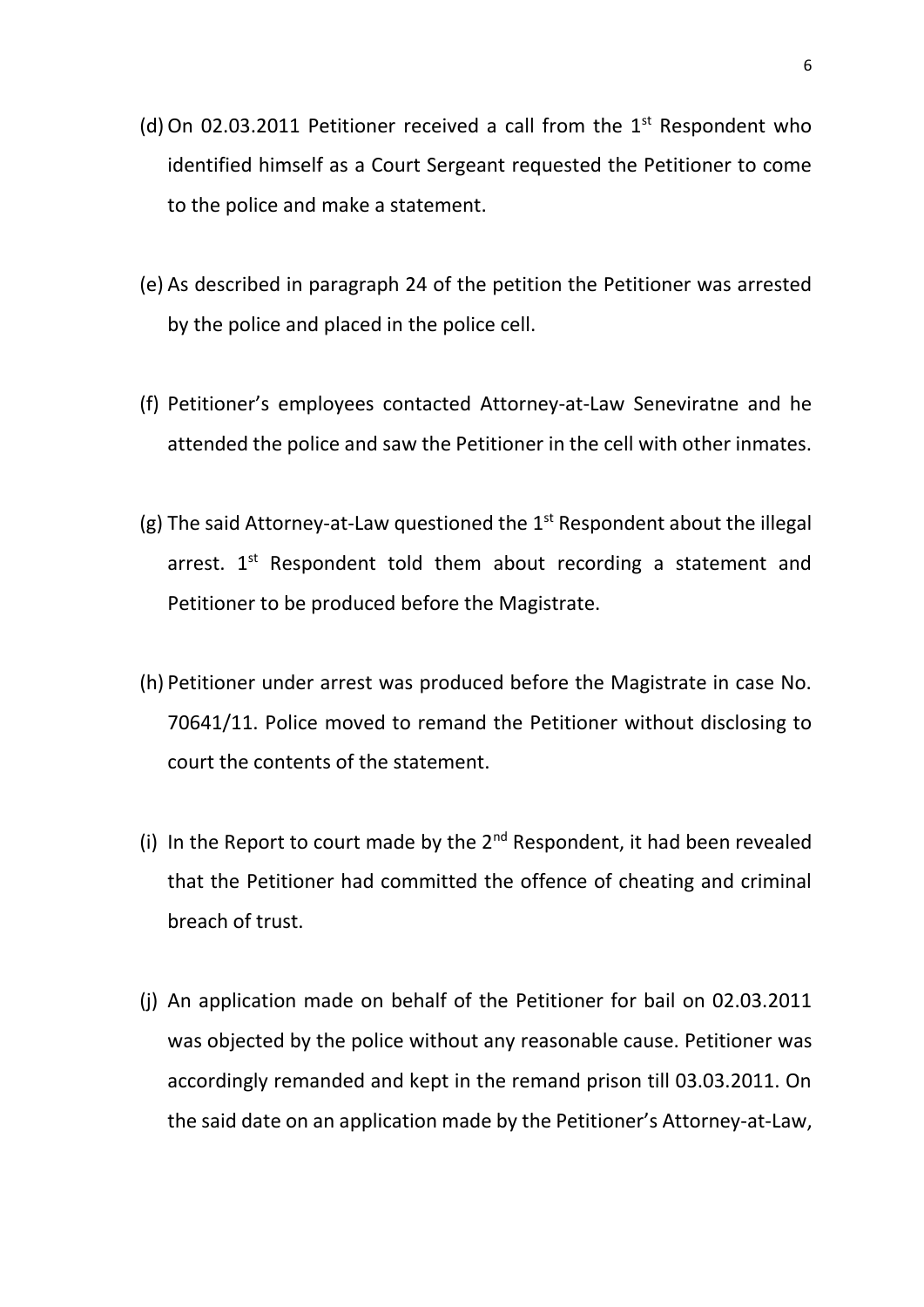(d) On 02.03.2011 Petitioner received a call from the 1st Respondent who identified himself as a Court Sergeant requested the Petitioner to come to the police and make a statement.

(e) As described in paragraph 24 of the petition the Petitioner was arrested by the police and placed in the police cell.

(f) Petitioner's employees contacted Attorney-at-Law Seneviratne and he attended the police and saw the Petitioner in the cell with other inmates.

(g) The said Attorney-at-Law questioned the 1st Respondent about the illegal arrest. 1st Respondent told them about recording a statement and Petitioner to be produced before the Magistrate.

(h) Petitioner under arrest was produced before the Magistrate in case No. 70641/11. Police moved to remand the Petitioner without disclosing to court the contents of the statement.

(i) In the Report to court made by the 2nd Respondent, it had been revealed that the Petitioner had committed the offence of cheating and criminal breach of trust.

(j) An application made on behalf of the Petitioner for bail on 02.03.2011 was objected by the police without any reasonable cause. Petitioner was accordingly remanded and kept in the remand prison till 03.03.2011. On the said date on an application made by the Petitioner's Attorney-at-Law,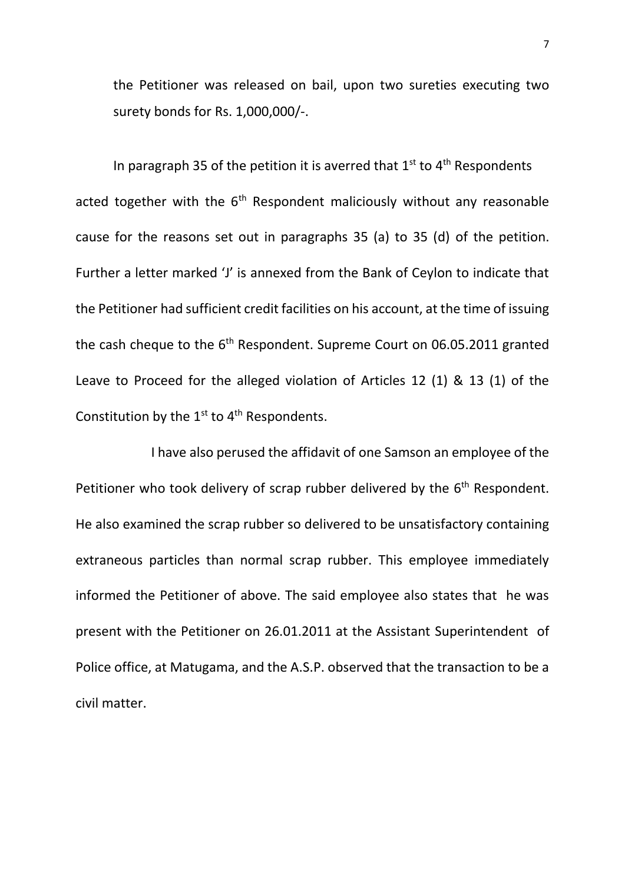the Petitioner was released on bail, upon two sureties executing two surety bonds for Rs. 1,000,000/-.

In paragraph 35 of the petition it is averred that 1st to 4th Respondents acted together with the 6th Respondent maliciously without any reasonable cause for the reasons set out in paragraphs 35 (a) to 35 (d) of the petition. Further a letter marked 'J' is annexed from the Bank of Ceylon to indicate that the Petitioner had sufficient credit facilities on his account, at the time of issuing the cash cheque to the 6th Respondent. Supreme Court on 06.05.2011 granted Leave to Proceed for the alleged violation of Articles 12 (1) & 13 (1) of the Constitution by the 1st to 4th Respondents.

I have also perused the affidavit of one Samson an employee of the Petitioner who took delivery of scrap rubber delivered by the 6th Respondent. He also examined the scrap rubber so delivered to be unsatisfactory containing extraneous particles than normal scrap rubber. This employee immediately informed the Petitioner of above. The said employee also states that he was present with the Petitioner on 26.01.2011 at the Assistant Superintendent of Police office, at Matugama, and the A.S.P. observed that the transaction to be a civil matter.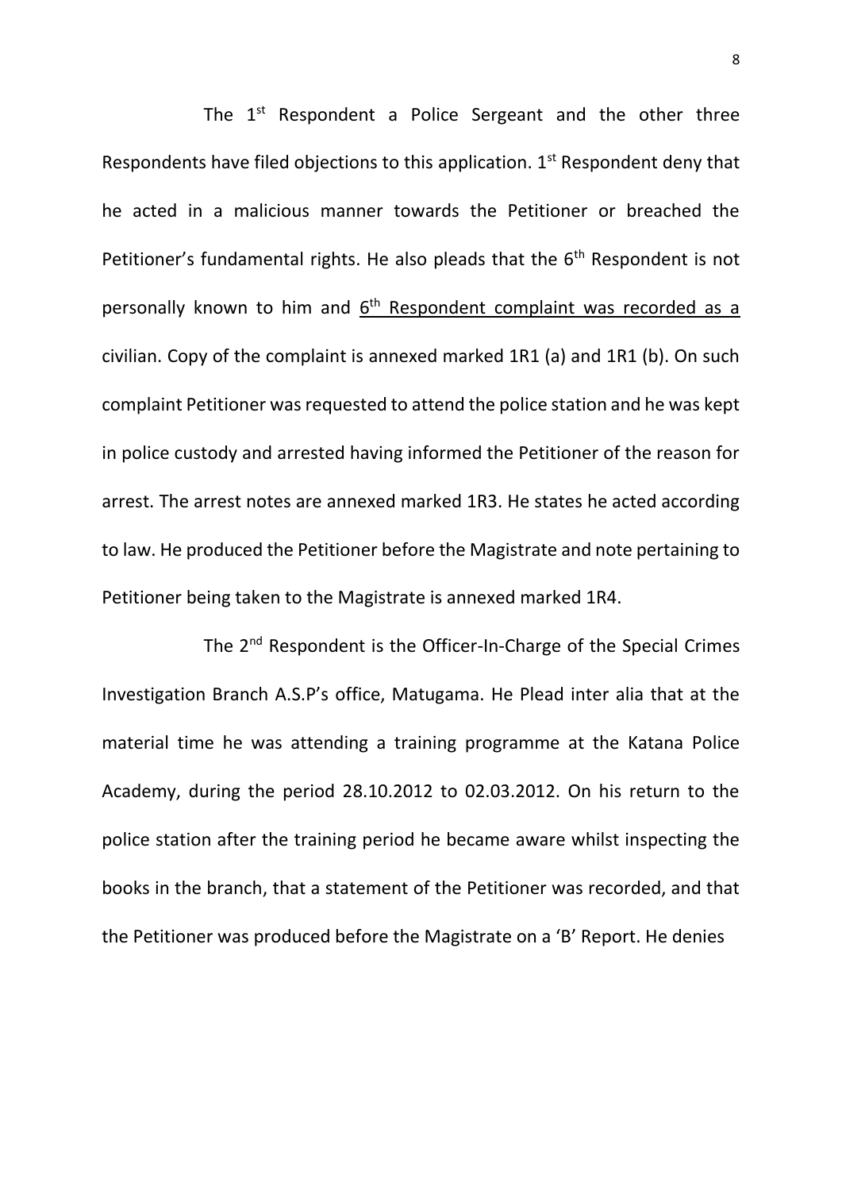The 1st Respondent a Police Sergeant and the other three Respondents have filed objections to this application. 1st Respondent deny that he acted in a malicious manner towards the Petitioner or breached the Petitioner's fundamental rights. He also pleads that the 6th Respondent is not personally known to him and <u>6th Respondent complaint was recorded as a</u> civilian. Copy of the complaint is annexed marked 1R1 (a) and 1R1 (b). On such complaint Petitioner was requested to attend the police station and he was kept in police custody and arrested having informed the Petitioner of the reason for arrest. The arrest notes are annexed marked 1R3. He states he acted according to law. He produced the Petitioner before the Magistrate and note pertaining to Petitioner being taken to the Magistrate is annexed marked 1R4.

The 2nd Respondent is the Officer-In-Charge of the Special Crimes Investigation Branch A.S.P's office, Matugama. He Plead inter alia that at the material time he was attending a training programme at the Katana Police Academy, during the period 28.10.2012 to 02.03.2012. On his return to the police station after the training period he became aware whilst inspecting the books in the branch, that a statement of the Petitioner was recorded, and that the Petitioner was produced before the Magistrate on a 'B' Report. He denies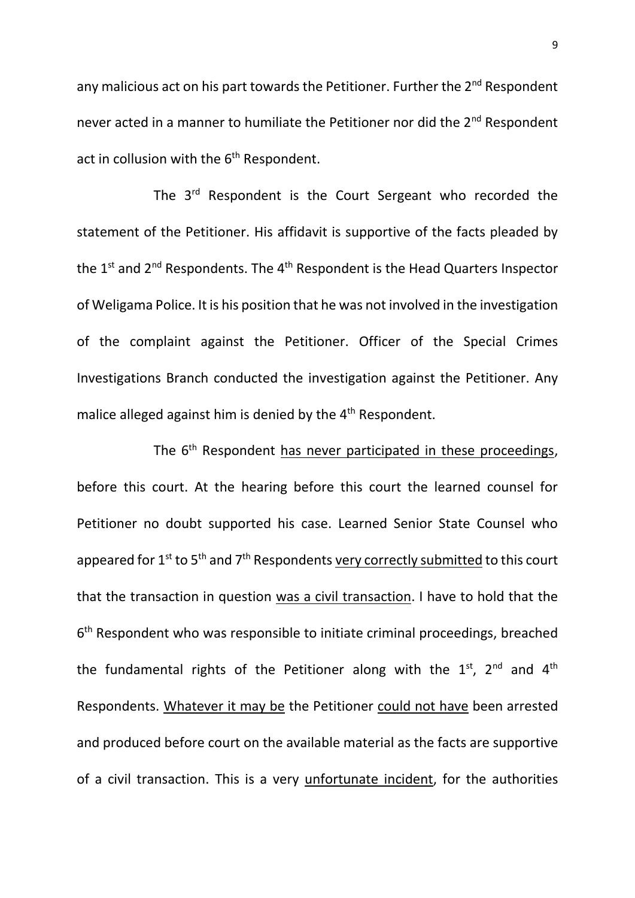any malicious act on his part towards the Petitioner. Further the 2nd Respondent never acted in a manner to humiliate the Petitioner nor did the 2nd Respondent act in collusion with the 6th Respondent.

The 3rd Respondent is the Court Sergeant who recorded the statement of the Petitioner. His affidavit is supportive of the facts pleaded by the 1st and 2nd Respondents. The 4th Respondent is the Head Quarters Inspector of Weligama Police. It is his position that he was not involved in the investigation of the complaint against the Petitioner. Officer of the Special Crimes Investigations Branch conducted the investigation against the Petitioner. Any malice alleged against him is denied by the 4th Respondent.

The 6th Respondent <u>has never participated in these proceedings</u>, before this court. At the hearing before this court the learned counsel for Petitioner no doubt supported his case. Learned Senior State Counsel who appeared for 1st to 5th and 7th Respondents <u>very correctly submitted</u> to this court that the transaction in question <u>was a civil transaction</u>. I have to hold that the 6th Respondent who was responsible to initiate criminal proceedings, breached the fundamental rights of the Petitioner along with the 1st, 2nd and 4th Respondents. <u>Whatever it may be</u> the Petitioner <u>could not have</u> been arrested and produced before court on the available material as the facts are supportive of a civil transaction. This is a very <u>unfortunate incident</u>, for the authorities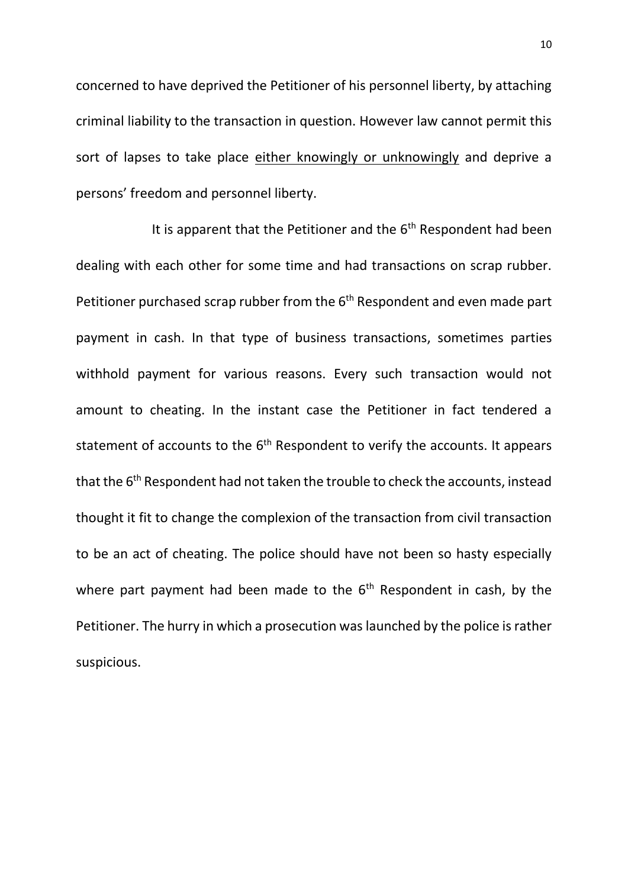concerned to have deprived the Petitioner of his personnel liberty, by attaching criminal liability to the transaction in question. However law cannot permit this sort of lapses to take place <u>either knowingly or unknowingly</u> and deprive a persons' freedom and personnel liberty.

It is apparent that the Petitioner and the 6th Respondent had been dealing with each other for some time and had transactions on scrap rubber. Petitioner purchased scrap rubber from the 6th Respondent and even made part payment in cash. In that type of business transactions, sometimes parties withhold payment for various reasons. Every such transaction would not amount to cheating. In the instant case the Petitioner in fact tendered a statement of accounts to the 6th Respondent to verify the accounts. It appears that the 6th Respondent had not taken the trouble to check the accounts, instead thought it fit to change the complexion of the transaction from civil transaction to be an act of cheating. The police should have not been so hasty especially where part payment had been made to the 6th Respondent in cash, by the Petitioner. The hurry in which a prosecution was launched by the police is rather suspicious.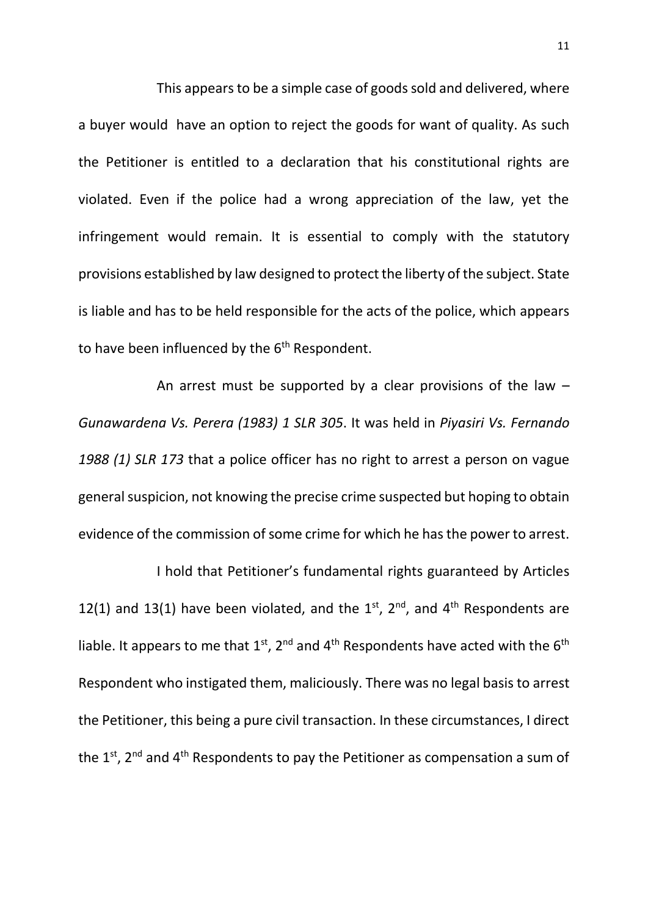This appears to be a simple case of goods sold and delivered, where a buyer would have an option to reject the goods for want of quality. As such the Petitioner is entitled to a declaration that his constitutional rights are violated. Even if the police had a wrong appreciation of the law, yet the infringement would remain. It is essential to comply with the statutory provisions established by law designed to protect the liberty of the subject. State is liable and has to be held responsible for the acts of the police, which appears to have been influenced by the 6th Respondent.

An arrest must be supported by a clear provisions of the law – *Gunawardena Vs. Perera (1983) 1 SLR 305*. It was held in *Piyasiri Vs. Fernando 1988 (1) SLR 173* that a police officer has no right to arrest a person on vague general suspicion, not knowing the precise crime suspected but hoping to obtain evidence of the commission of some crime for which he has the power to arrest.

I hold that Petitioner's fundamental rights guaranteed by Articles 12(1) and 13(1) have been violated, and the 1st, 2nd, and 4th Respondents are liable. It appears to me that 1st, 2nd and 4th Respondents have acted with the 6th Respondent who instigated them, maliciously. There was no legal basis to arrest the Petitioner, this being a pure civil transaction. In these circumstances, I direct the 1st, 2nd and 4th Respondents to pay the Petitioner as compensation a sum of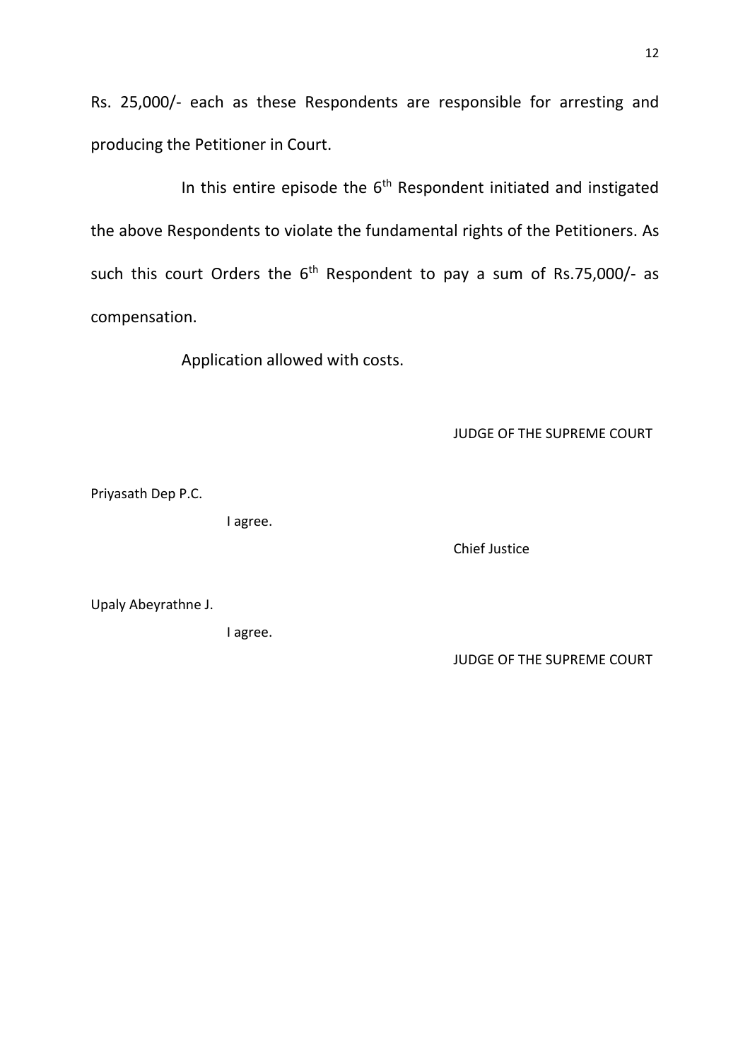Rs. 25,000/- each as these Respondents are responsible for arresting and producing the Petitioner in Court.

In this entire episode the 6th Respondent initiated and instigated the above Respondents to violate the fundamental rights of the Petitioners. As such this court Orders the 6th Respondent to pay a sum of Rs.75,000/- as compensation.

Application allowed with costs.

JUDGE OF THE SUPREME COURT

Priyasath Dep P.C.

I agree.

Chief Justice

Upaly Abeyrathne J.

I agree.

JUDGE OF THE SUPREME COURT